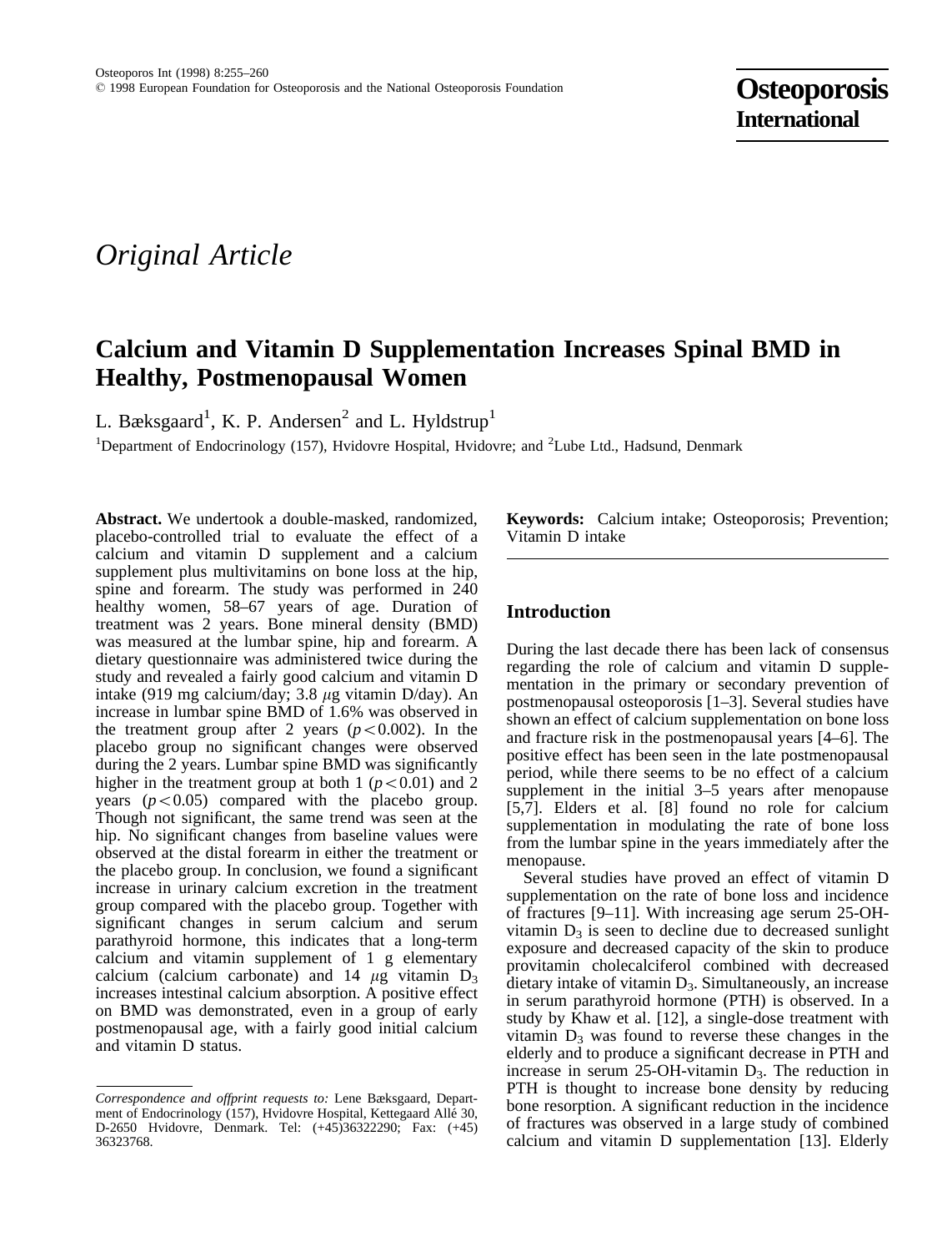*Original Article*

# Calcium and Vitamin D Supplementation Increases Spinal BMD in Healthy, Postmenopausal Women

L. Bæksgaard[1], K. P. Andersen[2] and L. Hyldstrup[1]

[1]Department of Endocrinology (157), Hvidovre Hospital, Hvidovre; and [2]Lube Ltd., Hadsund, Denmark

**Abstract.** We undertook a double-masked, randomized, placebo-controlled trial to evaluate the effect of a calcium and vitamin D supplement and a calcium supplement plus multivitamins on bone loss at the hip, spine and forearm. The study was performed in 240 healthy women, 58–67 years of age. Duration of treatment was 2 years. Bone mineral density (BMD) was measured at the lumbar spine, hip and forearm. A dietary questionnaire was administered twice during the study and revealed a fairly good calcium and vitamin D intake (919 mg calcium/day; 3.8 $\mu$g vitamin D/day). An increase in lumbar spine BMD of 1.6% was observed in the treatment group after 2 years ($p<0.002$). In the placebo group no significant changes were observed during the 2 years. Lumbar spine BMD was significantly higher in the treatment group at both 1 ($p<0.01$) and 2 years ($p<0.05$) compared with the placebo group. Though not significant, the same trend was seen at the hip. No significant changes from baseline values were observed at the distal forearm in either the treatment or the placebo group. In conclusion, we found a significant increase in urinary calcium excretion in the treatment group compared with the placebo group. Together with significant changes in serum calcium and serum parathyroid hormone, this indicates that a long-term calcium and vitamin supplement of 1 g elementary calcium (calcium carbonate) and 14 $\mu$g vitamin $D_3$ increases intestinal calcium absorption. A positive effect on BMD was demonstrated, even in a group of early postmenopausal age, with a fairly good initial calcium and vitamin D status.

**Keywords:** Calcium intake; Osteoporosis; Prevention; Vitamin D intake

## Introduction

During the last decade there has been lack of consensus regarding the role of calcium and vitamin D supplementation in the primary or secondary prevention of postmenopausal osteoporosis [1–3]. Several studies have shown an effect of calcium supplementation on bone loss and fracture risk in the postmenopausal years [4–6]. The positive effect has been seen in the late postmenopausal period, while there seems to be no effect of a calcium supplement in the initial 3–5 years after menopause [5,7]. Elders et al. [8] found no role for calcium supplementation in modulating the rate of bone loss from the lumbar spine in the years immediately after the menopause.

Several studies have proved an effect of vitamin D supplementation on the rate of bone loss and incidence of fractures [9–11]. With increasing age serum 25-OH-vitamin $D_3$ is seen to decline due to decreased sunlight exposure and decreased capacity of the skin to produce provitamin cholecalciferol combined with decreased dietary intake of vitamin $D_3$. Simultaneously, an increase in serum parathyroid hormone (PTH) is observed. In a study by Khaw et al. [12], a single-dose treatment with vitamin $D_3$ was found to reverse these changes in the elderly and to produce a significant decrease in PTH and increase in serum 25-OH-vitamin $D_3$. The reduction in PTH is thought to increase bone density by reducing bone resorption. A significant reduction in the incidence of fractures was observed in a large study of combined calcium and vitamin D supplementation [13]. Elderly

*Correspondence and offprint requests to:* Lene Bæksgaard, Department of Endocrinology (157), Hvidovre Hospital, Kettegaard Allé 30, D-2650 Hvidovre, Denmark. Tel: (+45)36322290; Fax: (+45) 36323768.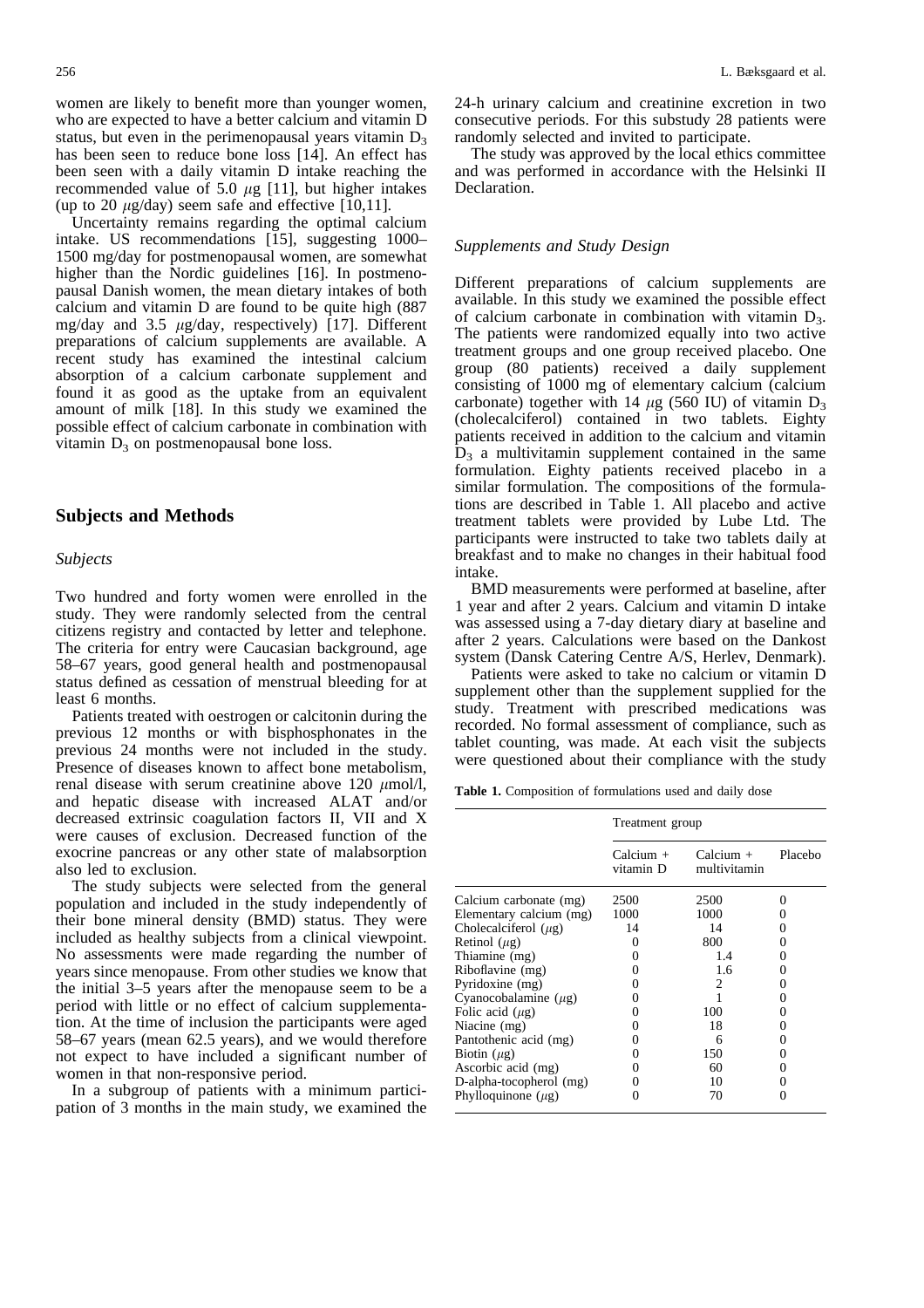women are likely to benefit more than younger women, who are expected to have a better calcium and vitamin D status, but even in the perimenopausal years vitamin $D_3$ has been seen to reduce bone loss [14]. An effect has been seen with a daily vitamin D intake reaching the recommended value of 5.0 $\mu$g [11], but higher intakes (up to 20 $\mu$g/day) seem safe and effective [10,11].

Uncertainty remains regarding the optimal calcium intake. US recommendations [15], suggesting 1000–1500 mg/day for postmenopausal women, are somewhat higher than the Nordic guidelines [16]. In postmenopausal Danish women, the mean dietary intakes of both calcium and vitamin D are found to be quite high (887 mg/day and 3.5 $\mu$g/day, respectively) [17]. Different preparations of calcium supplements are available. A recent study has examined the intestinal calcium absorption of a calcium carbonate supplement and found it as good as the uptake from an equivalent amount of milk [18]. In this study we examined the possible effect of calcium carbonate in combination with vitamin $D_3$ on postmenopausal bone loss.

## Subjects and Methods

### Subjects

Two hundred and forty women were enrolled in the study. They were randomly selected from the central citizens registry and contacted by letter and telephone. The criteria for entry were Caucasian background, age 58–67 years, good general health and postmenopausal status defined as cessation of menstrual bleeding for at least 6 months.

Patients treated with oestrogen or calcitonin during the previous 12 months or with bisphosphonates in the previous 24 months were not included in the study. Presence of diseases known to affect bone metabolism, renal disease with serum creatinine above 120 $\mu$mol/l, and hepatic disease with increased ALAT and/or decreased extrinsic coagulation factors II, VII and X were causes of exclusion. Decreased function of the exocrine pancreas or any other state of malabsorption also led to exclusion.

The study subjects were selected from the general population and included in the study independently of their bone mineral density (BMD) status. They were included as healthy subjects from a clinical viewpoint. No assessments were made regarding the number of years since menopause. From other studies we know that the initial 3–5 years after the menopause seem to be a period with little or no effect of calcium supplementation. At the time of inclusion the participants were aged 58–67 years (mean 62.5 years), and we would therefore not expect to have included a significant number of women in that non-responsive period.

In a subgroup of patients with a minimum participation of 3 months in the main study, we examined the 24-h urinary calcium and creatinine excretion in two consecutive periods. For this substudy 28 patients were randomly selected and invited to participate.

The study was approved by the local ethics committee and was performed in accordance with the Helsinki II Declaration.

### Supplements and Study Design

Different preparations of calcium supplements are available. In this study we examined the possible effect of calcium carbonate in combination with vitamin $D_3$. The patients were randomized equally into two active treatment groups and one group received placebo. One group (80 patients) received a daily supplement consisting of 1000 mg of elementary calcium (calcium carbonate) together with 14 $\mu$g (560 IU) of vitamin $D_3$ (cholecalciferol) contained in two tablets. Eighty patients received in addition to the calcium and vitamin $D_3$ a multivitamin supplement contained in the same formulation. Eighty patients received placebo in a similar formulation. The compositions of the formulations are described in Table 1. All placebo and active treatment tablets were provided by Lube Ltd. The participants were instructed to take two tablets daily at breakfast and to make no changes in their habitual food intake.

BMD measurements were performed at baseline, after 1 year and after 2 years. Calcium and vitamin D intake was assessed using a 7-day dietary diary at baseline and after 2 years. Calculations were based on the Dankost system (Dansk Catering Centre A/S, Herlev, Denmark).

Patients were asked to take no calcium or vitamin D supplement other than the supplement supplied for the study. Treatment with prescribed medications was recorded. No formal assessment of compliance, such as tablet counting, was made. At each visit the subjects were questioned about their compliance with the study

**Table 1.** Composition of formulations used and daily dose

| | Treatment group | | |
|---|---|---|---|
| | Calcium + vitamin D | Calcium + multivitamin | Placebo |
| Calcium carbonate (mg) | 2500 | 2500 | 0 |
| Elementary calcium (mg) | 1000 | 1000 | 0 |
| Cholecalciferol ($\mu$g) | 14 | 14 | 0 |
| Retinol ($\mu$g) | 0 | 800 | 0 |
| Thiamine (mg) | 0 | 1.4 | 0 |
| Riboflavine (mg) | 0 | 1.6 | 0 |
| Pyridoxine (mg) | 0 | 2 | 0 |
| Cyanocobalamine ($\mu$g) | 0 | 1 | 0 |
| Folic acid ($\mu$g) | 0 | 100 | 0 |
| Niacine (mg) | 0 | 18 | 0 |
| Pantothenic acid (mg) | 0 | 6 | 0 |
| Biotin ($\mu$g) | 0 | 150 | 0 |
| Ascorbic acid (mg) | 0 | 60 | 0 |
| D-alpha-tocopherol (mg) | 0 | 10 | 0 |
| Phylloquinone ($\mu$g) | 0 | 70 | 0 |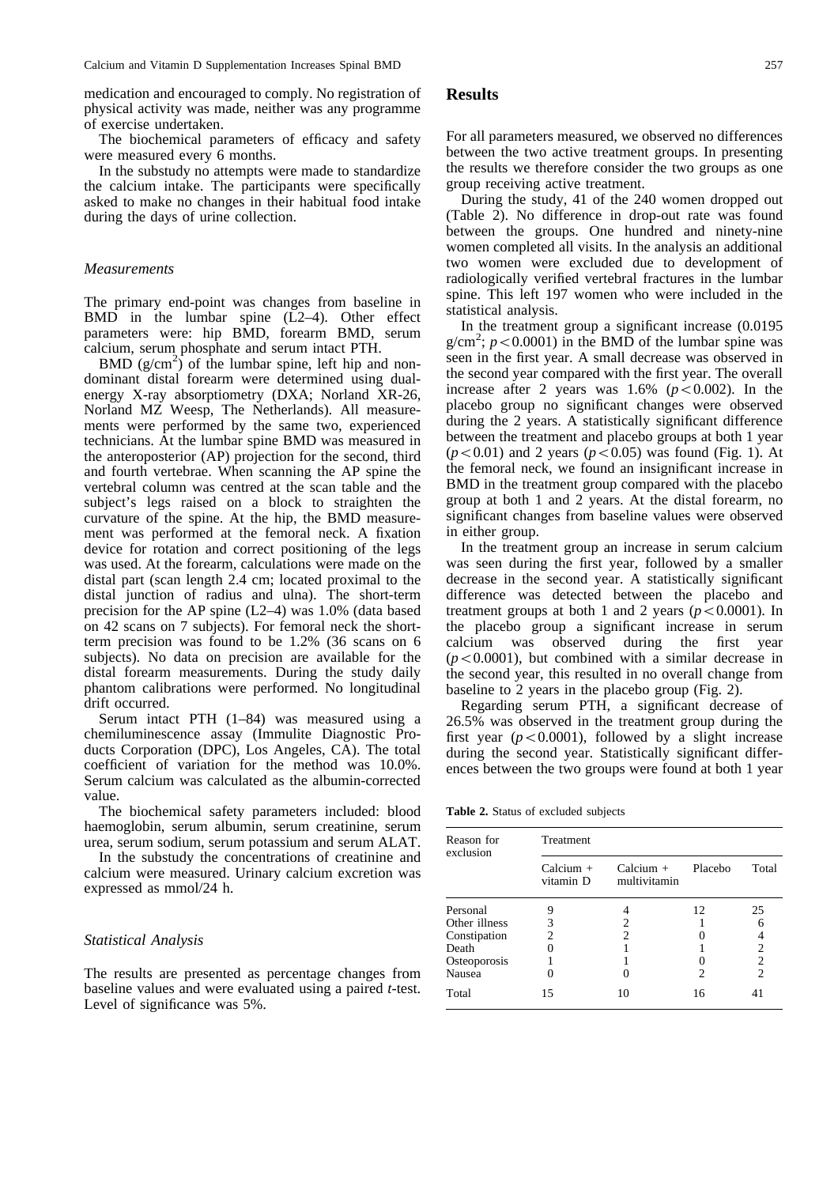medication and encouraged to comply. No registration of physical activity was made, neither was any programme of exercise undertaken.

The biochemical parameters of efficacy and safety were measured every 6 months.

In the substudy no attempts were made to standardize the calcium intake. The participants were specifically asked to make no changes in their habitual food intake during the days of urine collection.

### *Measurements*

The primary end-point was changes from baseline in BMD in the lumbar spine (L2–4). Other effect parameters were: hip BMD, forearm BMD, serum calcium, serum phosphate and serum intact PTH.

BMD ($g/cm^2$) of the lumbar spine, left hip and non-dominant distal forearm were determined using dual-energy X-ray absorptiometry (DXA; Norland XR-26, Norland MZ Weesp, The Netherlands). All measurements were performed by the same two, experienced technicians. At the lumbar spine BMD was measured in the anteroposterior (AP) projection for the second, third and fourth vertebrae. When scanning the AP spine the vertebral column was centred at the scan table and the subject's legs raised on a block to straighten the curvature of the spine. At the hip, the BMD measurement was performed at the femoral neck. A fixation device for rotation and correct positioning of the legs was used. At the forearm, calculations were made on the distal part (scan length 2.4 cm; located proximal to the distal junction of radius and ulna). The short-term precision for the AP spine (L2–4) was 1.0% (data based on 42 scans on 7 subjects). For femoral neck the short-term precision was found to be 1.2% (36 scans on 6 subjects). No data on precision are available for the distal forearm measurements. During the study daily phantom calibrations were performed. No longitudinal drift occurred.

Serum intact PTH (1–84) was measured using a chemiluminescence assay (Immulite Diagnostic Products Corporation (DPC), Los Angeles, CA). The total coefficient of variation for the method was 10.0%. Serum calcium was calculated as the albumin-corrected value.

The biochemical safety parameters included: blood haemoglobin, serum albumin, serum creatinine, serum urea, serum sodium, serum potassium and serum ALAT.

In the substudy the concentrations of creatinine and calcium were measured. Urinary calcium excretion was expressed as mmol/24 h.

### *Statistical Analysis*

The results are presented as percentage changes from baseline values and were evaluated using a paired *t*-test. Level of significance was 5%.

## Results

For all parameters measured, we observed no differences between the two active treatment groups. In presenting the results we therefore consider the two groups as one group receiving active treatment.

During the study, 41 of the 240 women dropped out (Table 2). No difference in drop-out rate was found between the groups. One hundred and ninety-nine women completed all visits. In the analysis an additional two women were excluded due to development of radiologically verified vertebral fractures in the lumbar spine. This left 197 women who were included in the statistical analysis.

In the treatment group a significant increase (0.0195 $g/cm^2$; $p < 0.0001$) in the BMD of the lumbar spine was seen in the first year. A small decrease was observed in the second year compared with the first year. The overall increase after 2 years was 1.6% ($p < 0.002$). In the placebo group no significant changes were observed during the 2 years. A statistically significant difference between the treatment and placebo groups at both 1 year ($p < 0.01$) and 2 years ($p < 0.05$) was found (Fig. 1). At the femoral neck, we found an insignificant increase in BMD in the treatment group compared with the placebo group at both 1 and 2 years. At the distal forearm, no significant changes from baseline values were observed in either group.

In the treatment group an increase in serum calcium was seen during the first year, followed by a smaller decrease in the second year. A statistically significant difference was detected between the placebo and treatment groups at both 1 and 2 years ($p < 0.0001$). In the placebo group a significant increase in serum calcium was observed during the first year ($p < 0.0001$), but combined with a similar decrease in the second year, this resulted in no overall change from baseline to 2 years in the placebo group (Fig. 2).

Regarding serum PTH, a significant decrease of 26.5% was observed in the treatment group during the first year ($p < 0.0001$), followed by a slight increase during the second year. Statistically significant differences between the two groups were found at both 1 year

**Table 2.** Status of excluded subjects

| Reason for exclusion | Treatment | | | |
|---|---|---|---|---|
| | Calcium + vitamin D | Calcium + multivitamin | Placebo | Total |
| Personal | 9 | 4 | 12 | 25 |
| Other illness | 3 | 2 | 1 | 6 |
| Constipation | 2 | 2 | 0 | 4 |
| Death | 0 | 1 | 1 | 2 |
| Osteoporosis | 1 | 1 | 0 | 2 |
| Nausea | 0 | 0 | 2 | 2 |
| Total | 15 | 10 | 16 | 41 |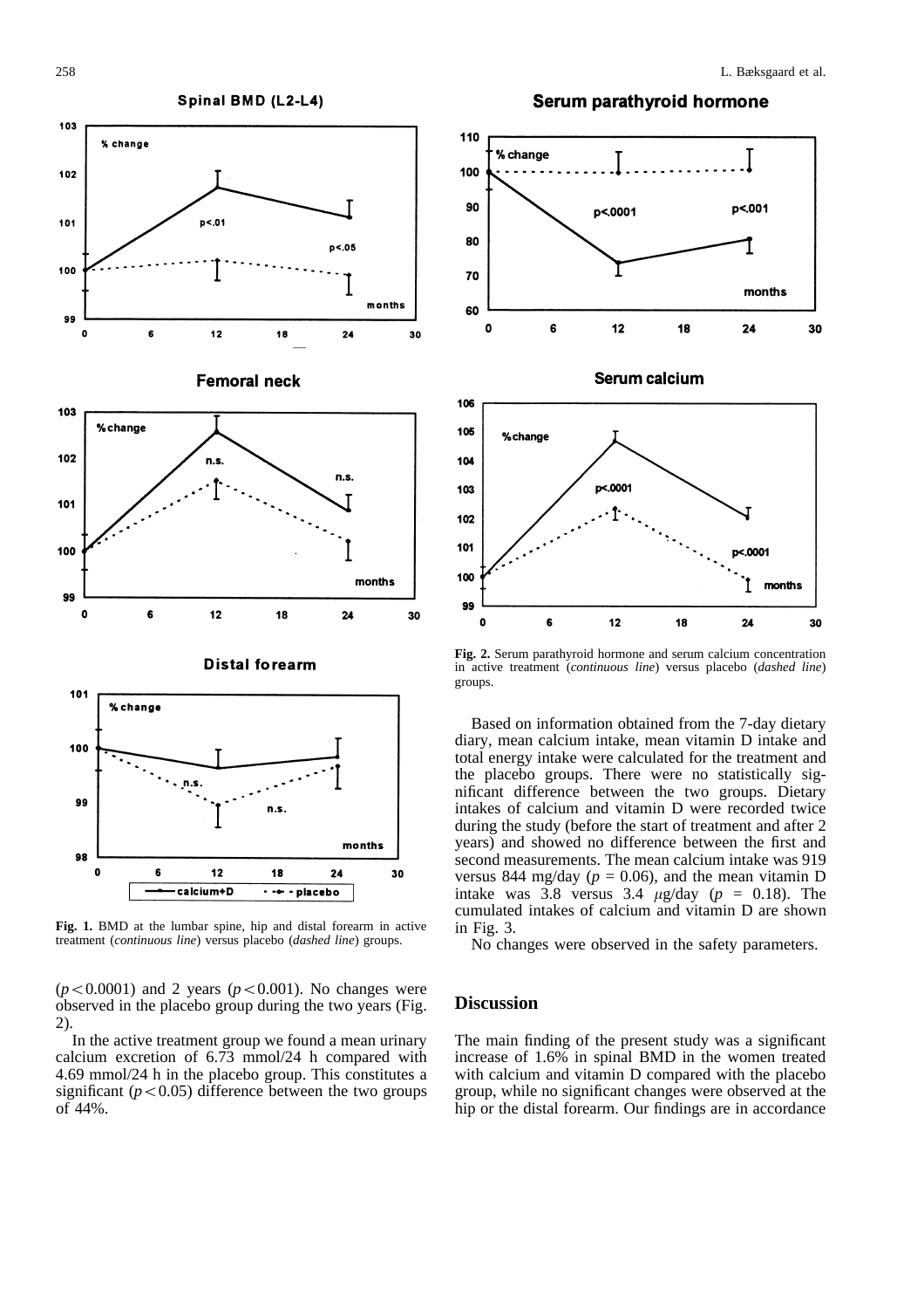**Fig. 1.** BMD at the lumbar spine, hip and distal forearm in active treatment (*continuous line*) versus placebo (*dashed line*) groups.

($p<0.0001$) and 2 years ($p<0.001$). No changes were observed in the placebo group during the two years (Fig. 2).

In the active treatment group we found a mean urinary calcium excretion of 6.73 mmol/24 h compared with 4.69 mmol/24 h in the placebo group. This constitutes a significant ($p<0.05$) difference between the two groups of 44%.

**Fig. 2.** Serum parathyroid hormone and serum calcium concentration in active treatment (*continuous line*) versus placebo (*dashed line*) groups.

Based on information obtained from the 7-day dietary diary, mean calcium intake, mean vitamin D intake and total energy intake were calculated for the treatment and the placebo groups. There were no statistically significant difference between the two groups. Dietary intakes of calcium and vitamin D were recorded twice during the study (before the start of treatment and after 2 years) and showed no difference between the first and second measurements. The mean calcium intake was 919 versus 844 mg/day ($p$ = 0.06), and the mean vitamin D intake was 3.8 versus 3.4 $\mu$g/day ($p$ = 0.18). The cumulated intakes of calcium and vitamin D are shown in Fig. 3.

No changes were observed in the safety parameters.

## Discussion

The main finding of the present study was a significant increase of 1.6% in spinal BMD in the women treated with calcium and vitamin D compared with the placebo group, while no significant changes were observed at the hip or the distal forearm. Our findings are in accordance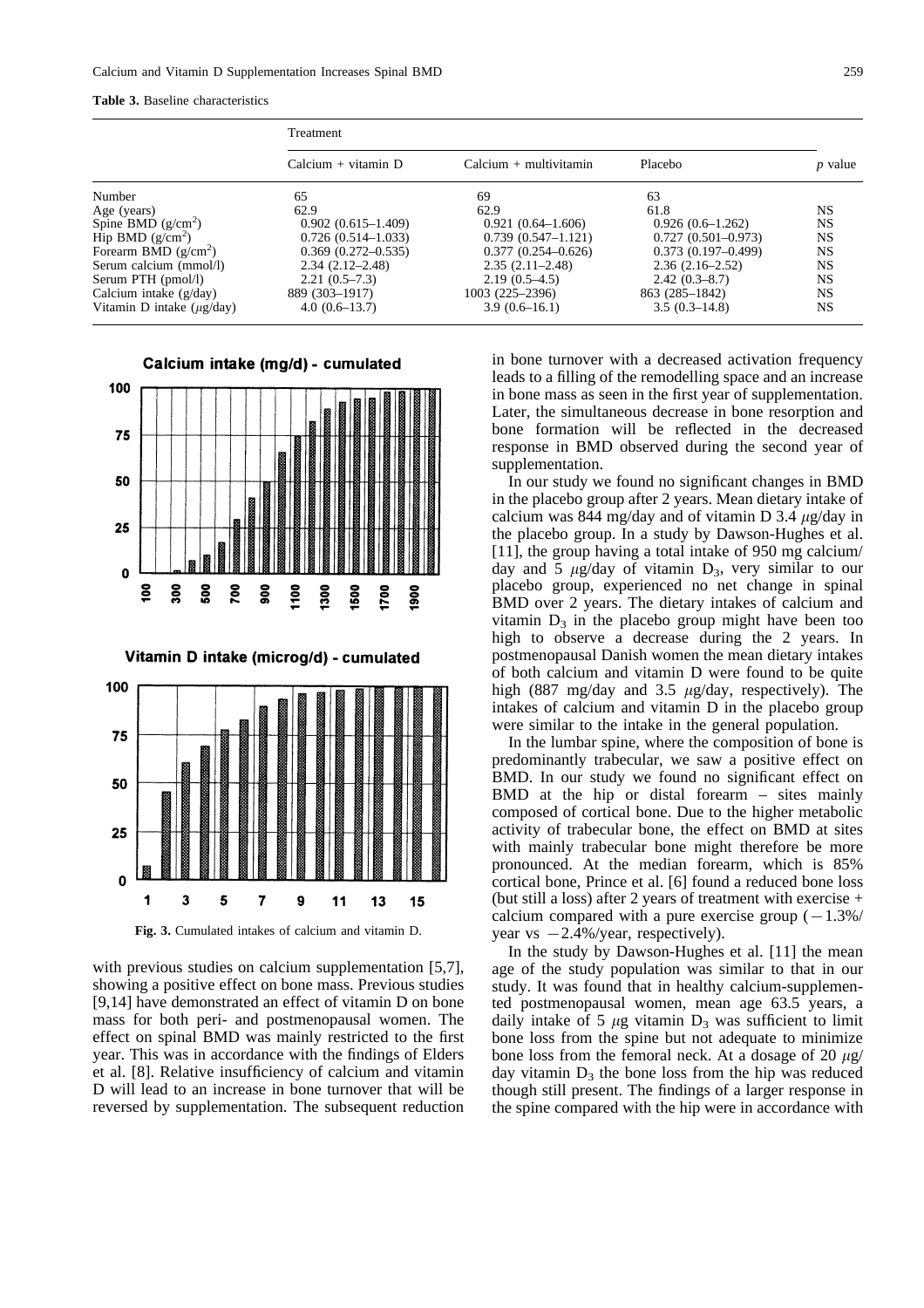**Table 3.** Baseline characteristics

| | Treatment | | | |
|---|---|---|---|---|
| | Calcium + vitamin D | Calcium + multivitamin | Placebo | *p* value |
| Number | 65 | 69 | 63 | |
| Age (years) | 62.9 | 62.9 | 61.8 | NS |
| Spine BMD (g/cm$^2$) | 0.902 (0.615–1.409) | 0.921 (0.64–1.606) | 0.926 (0.6–1.262) | NS |
| Hip BMD (g/cm$^2$) | 0.726 (0.514–1.033) | 0.739 (0.547–1.121) | 0.727 (0.501–0.973) | NS |
| Forearm BMD (g/cm$^2$) | 0.369 (0.272–0.535) | 0.377 (0.254–0.626) | 0.373 (0.197–0.499) | NS |
| Serum calcium (mmol/l) | 2.34 (2.12–2.48) | 2.35 (2.11–2.48) | 2.36 (2.16–2.52) | NS |
| Serum PTH (pmol/l) | 2.21 (0.5–7.3) | 2.19 (0.5–4.5) | 2.42 (0.3–8.7) | NS |
| Calcium intake (g/day) | 889 (303–1917) | 1003 (225–2396) | 863 (285–1842) | NS |
| Vitamin D intake ($\mu$g/day) | 4.0 (0.6–13.7) | 3.9 (0.6–16.1) | 3.5 (0.3–14.8) | NS |

**Fig. 3.** Cumulated intakes of calcium and vitamin D.

with previous studies on calcium supplementation [5,7], showing a positive effect on bone mass. Previous studies [9,14] have demonstrated an effect of vitamin D on bone mass for both peri- and postmenopausal women. The effect on spinal BMD was mainly restricted to the first year. This was in accordance with the findings of Elders et al. [8]. Relative insufficiency of calcium and vitamin D will lead to an increase in bone turnover that will be reversed by supplementation. The subsequent reduction in bone turnover with a decreased activation frequency leads to a filling of the remodelling space and an increase in bone mass as seen in the first year of supplementation. Later, the simultaneous decrease in bone resorption and bone formation will be reflected in the decreased response in BMD observed during the second year of supplementation.

In our study we found no significant changes in BMD in the placebo group after 2 years. Mean dietary intake of calcium was 844 mg/day and of vitamin D 3.4 $\mu$g/day in the placebo group. In a study by Dawson-Hughes et al. [11], the group having a total intake of 950 mg calcium/day and 5 $\mu$g/day of vitamin $D_3$, very similar to our placebo group, experienced no net change in spinal BMD over 2 years. The dietary intakes of calcium and vitamin $D_3$ in the placebo group might have been too high to observe a decrease during the 2 years. In postmenopausal Danish women the mean dietary intakes of both calcium and vitamin D were found to be quite high (887 mg/day and 3.5 $\mu$g/day, respectively). The intakes of calcium and vitamin D in the placebo group were similar to the intake in the general population.

In the lumbar spine, where the composition of bone is predominantly trabecular, we saw a positive effect on BMD. In our study we found no significant effect on BMD at the hip or distal forearm – sites mainly composed of cortical bone. Due to the higher metabolic activity of trabecular bone, the effect on BMD at sites with mainly trabecular bone might therefore be more pronounced. At the median forearm, which is 85% cortical bone, Prince et al. [6] found a reduced bone loss (but still a loss) after 2 years of treatment with exercise + calcium compared with a pure exercise group ($-1.3$%/year vs $-2.4$%/year, respectively).

In the study by Dawson-Hughes et al. [11] the mean age of the study population was similar to that in our study. It was found that in healthy calcium-supplemented postmenopausal women, mean age 63.5 years, a daily intake of 5 $\mu$g vitamin $D_3$ was sufficient to limit bone loss from the spine but not adequate to minimize bone loss from the femoral neck. At a dosage of 20 $\mu$g/day vitamin $D_3$ the bone loss from the hip was reduced though still present. The findings of a larger response in the spine compared with the hip were in accordance with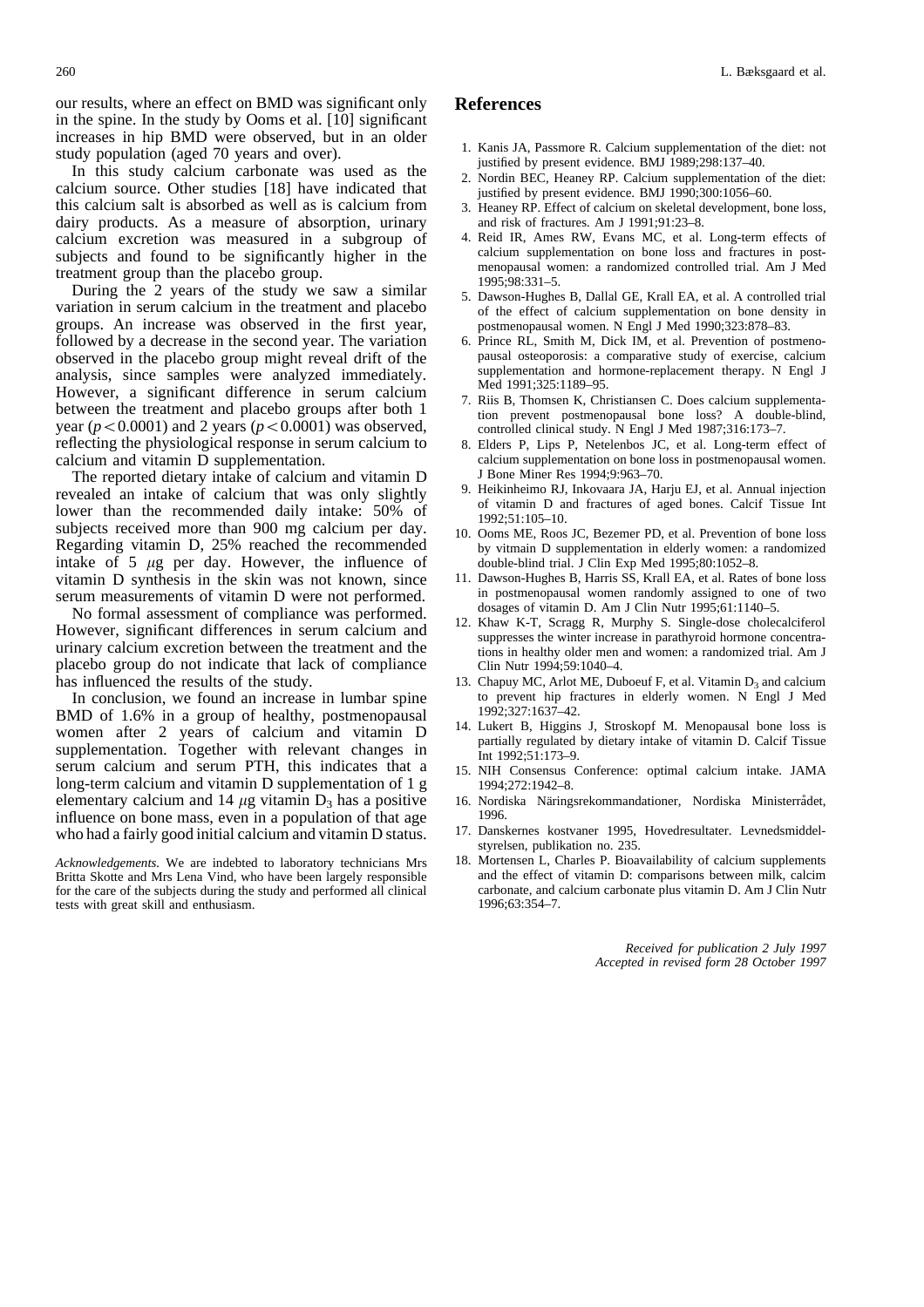our results, where an effect on BMD was significant only in the spine. In the study by Ooms et al. [10] significant increases in hip BMD were observed, but in an older study population (aged 70 years and over).

In this study calcium carbonate was used as the calcium source. Other studies [18] have indicated that this calcium salt is absorbed as well as is calcium from dairy products. As a measure of absorption, urinary calcium excretion was measured in a subgroup of subjects and found to be significantly higher in the treatment group than the placebo group.

During the 2 years of the study we saw a similar variation in serum calcium in the treatment and placebo groups. An increase was observed in the first year, followed by a decrease in the second year. The variation observed in the placebo group might reveal drift of the analysis, since samples were analyzed immediately. However, a significant difference in serum calcium between the treatment and placebo groups after both 1 year ($p < 0.0001$) and 2 years ($p < 0.0001$) was observed, reflecting the physiological response in serum calcium to calcium and vitamin D supplementation.

The reported dietary intake of calcium and vitamin D revealed an intake of calcium that was only slightly lower than the recommended daily intake: 50% of subjects received more than 900 mg calcium per day. Regarding vitamin D, 25% reached the recommended intake of 5 $\mu$g per day. However, the influence of vitamin D synthesis in the skin was not known, since serum measurements of vitamin D were not performed.

No formal assessment of compliance was performed. However, significant differences in serum calcium and urinary calcium excretion between the treatment and the placebo group do not indicate that lack of compliance has influenced the results of the study.

In conclusion, we found an increase in lumbar spine BMD of 1.6% in a group of healthy, postmenopausal women after 2 years of calcium and vitamin D supplementation. Together with relevant changes in serum calcium and serum PTH, this indicates that a long-term calcium and vitamin D supplementation of 1 g elementary calcium and 14 $\mu$g vitamin $D_3$ has a positive influence on bone mass, even in a population of that age who had a fairly good initial calcium and vitamin D status.

*Acknowledgements.* We are indebted to laboratory technicians Mrs Britta Skotte and Mrs Lena Vind, who have been largely responsible for the care of the subjects during the study and performed all clinical tests with great skill and enthusiasm.

## References

1. Kanis JA, Passmore R. Calcium supplementation of the diet: not justified by present evidence. BMJ 1989;298:137–40.
2. Nordin BEC, Heaney RP. Calcium supplementation of the diet: justified by present evidence. BMJ 1990;300:1056–60.
3. Heaney RP. Effect of calcium on skeletal development, bone loss, and risk of fractures. Am J 1991;91:23–8.
4. Reid IR, Ames RW, Evans MC, et al. Long-term effects of calcium supplementation on bone loss and fractures in postmenopausal women: a randomized controlled trial. Am J Med 1995;98:331–5.
5. Dawson-Hughes B, Dallal GE, Krall EA, et al. A controlled trial of the effect of calcium supplementation on bone density in postmenopausal women. N Engl J Med 1990;323:878–83.
6. Prince RL, Smith M, Dick IM, et al. Prevention of postmenopausal osteoporosis: a comparative study of exercise, calcium supplementation and hormone-replacement therapy. N Engl J Med 1991;325:1189–95.
7. Riis B, Thomsen K, Christiansen C. Does calcium supplementation prevent postmenopausal bone loss? A double-blind, controlled clinical study. N Engl J Med 1987;316:173–7.
8. Elders P, Lips P, Netelenbos JC, et al. Long-term effect of calcium supplementation on bone loss in postmenopausal women. J Bone Miner Res 1994;9:963–70.
9. Heikinheimo RJ, Inkovaara JA, Harju EJ, et al. Annual injection of vitamin D and fractures of aged bones. Calcif Tissue Int 1992;51:105–10.
10. Ooms ME, Roos JC, Bezemer PD, et al. Prevention of bone loss by vitmain D supplementation in elderly women: a randomized double-blind trial. J Clin Exp Med 1995;80:1052–8.
11. Dawson-Hughes B, Harris SS, Krall EA, et al. Rates of bone loss in postmenopausal women randomly assigned to one of two dosages of vitamin D. Am J Clin Nutr 1995;61:1140–5.
12. Khaw K-T, Scragg R, Murphy S. Single-dose cholecalciferol suppresses the winter increase in parathyroid hormone concentrations in healthy older men and women: a randomized trial. Am J Clin Nutr 1994;59:1040–4.
13. Chapuy MC, Arlot ME, Duboeuf F, et al. Vitamin $D_3$ and calcium to prevent hip fractures in elderly women. N Engl J Med 1992;327:1637–42.
14. Lukert B, Higgins J, Stroskopf M. Menopausal bone loss is partially regulated by dietary intake of vitamin D. Calcif Tissue Int 1992;51:173–9.
15. NIH Consensus Conference: optimal calcium intake. JAMA 1994;272:1942–8.
16. Nordiska Näringsrekommandationer, Nordiska Ministerrådet, 1996.
17. Danskernes kostvaner 1995, Hovedresultater. Levnedsmiddelstyrelsen, publikation no. 235.
18. Mortensen L, Charles P. Bioavailability of calcium supplements and the effect of vitamin D: comparisons between milk, calcim carbonate, and calcium carbonate plus vitamin D. Am J Clin Nutr 1996;63:354–7.

*Received for publication 2 July 1997*
*Accepted in revised form 28 October 1997*